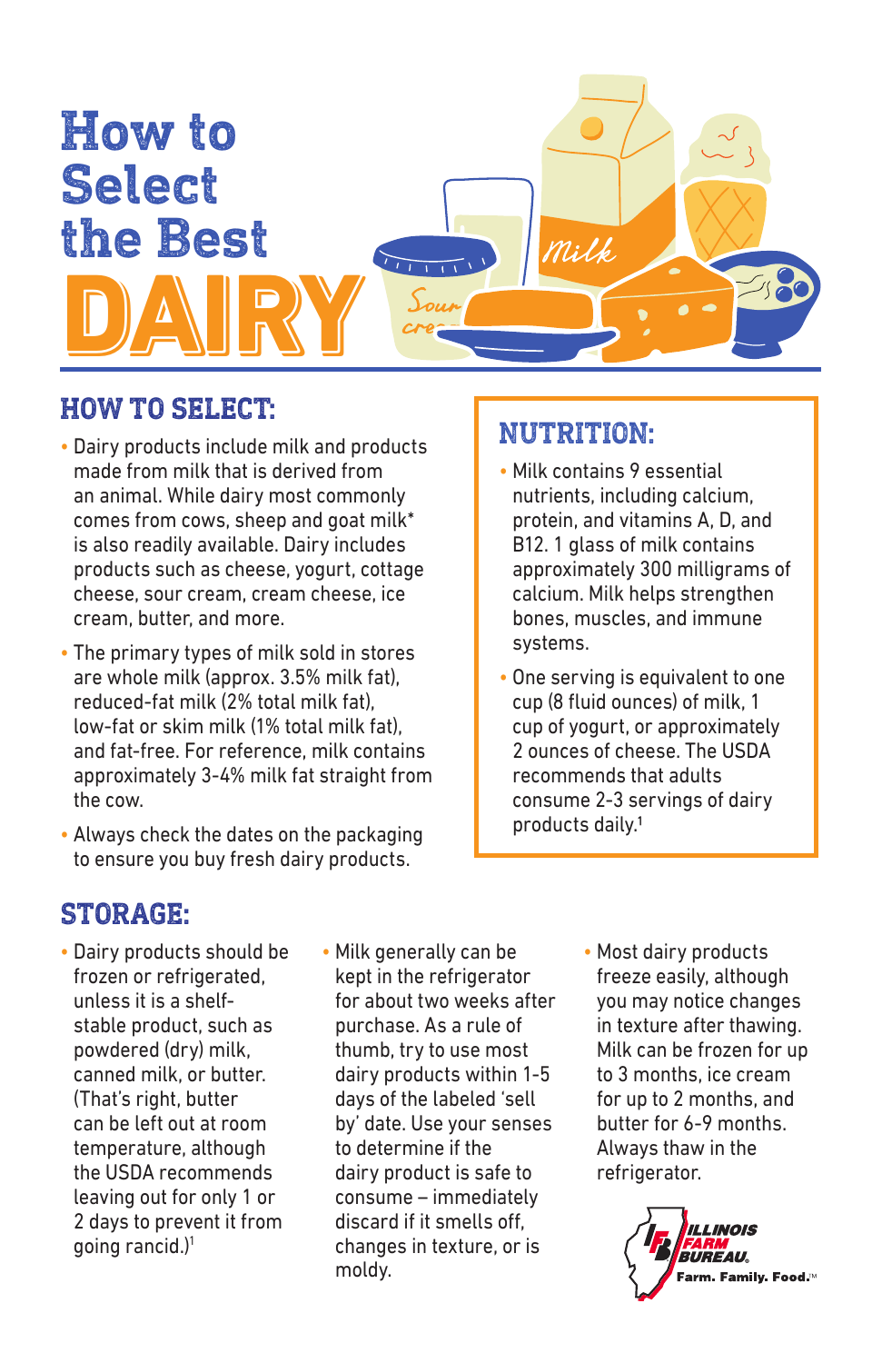# How to Select the Best DAIRY

## HOW TO SELECT:

- Dairy products include milk and products made from milk that is derived from an animal. While dairy most commonly comes from cows, sheep and goat milk* is also readily available. Dairy includes products such as cheese, yogurt, cottage cheese, sour cream, cream cheese, ice cream, butter, and more.
- The primary types of milk sold in stores are whole milk (approx. 3.5% milk fat), reduced-fat milk (2% total milk fat), low-fat or skim milk (1% total milk fat), and fat-free. For reference, milk contains approximately 3-4% milk fat straight from the cow.
- Always check the dates on the packaging to ensure you buy fresh dairy products.

## NUTRITION:

- Milk contains 9 essential nutrients, including calcium, protein, and vitamins A, D, and B12. 1 glass of milk contains approximately 300 milligrams of calcium. Milk helps strengthen bones, muscles, and immune systems.
- One serving is equivalent to one cup (8 fluid ounces) of milk, 1 cup of yogurt, or approximately 2 ounces of cheese. The USDA recommends that adults consume 2-3 servings of dairy products daily.[1]

## STORAGE:

- Dairy products should be frozen or refrigerated, unless it is a shelf-stable product, such as powdered (dry) milk, canned milk, or butter. (That's right, butter can be left out at room temperature, although the USDA recommends leaving out for only 1 or 2 days to prevent it from going rancid.)[1]
- Milk generally can be kept in the refrigerator for about two weeks after purchase. As a rule of thumb, try to use most dairy products within 1-5 days of the labeled 'sell by' date. Use your senses to determine if the dairy product is safe to consume – immediately discard if it smells off, changes in texture, or is moldy.
- Most dairy products freeze easily, although you may notice changes in texture after thawing. Milk can be frozen for up to 3 months, ice cream for up to 2 months, and butter for 6-9 months. Always thaw in the refrigerator.

ILLINOIS FARM BUREAU. Farm. Family. Food.™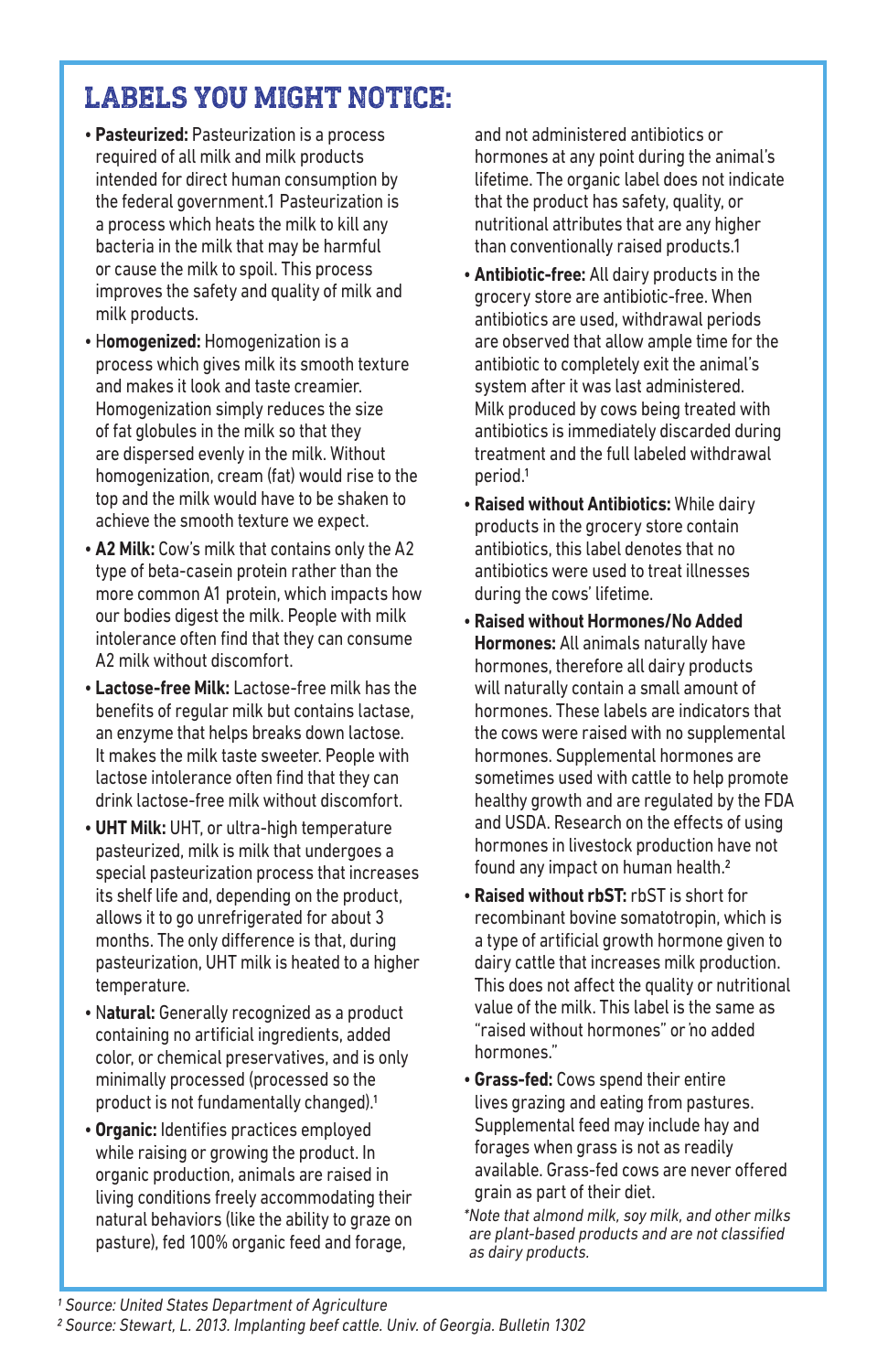# LABELS YOU MIGHT NOTICE:

- **Pasteurized:** Pasteurization is a process required of all milk and milk products intended for direct human consumption by the federal government.1 Pasteurization is a process which heats the milk to kill any bacteria in the milk that may be harmful or cause the milk to spoil. This process improves the safety and quality of milk and milk products.
- H**omogenized:** Homogenization is a process which gives milk its smooth texture and makes it look and taste creamier. Homogenization simply reduces the size of fat globules in the milk so that they are dispersed evenly in the milk. Without homogenization, cream (fat) would rise to the top and the milk would have to be shaken to achieve the smooth texture we expect.
- **A2 Milk:** Cow's milk that contains only the A2 type of beta-casein protein rather than the more common A1 protein, which impacts how our bodies digest the milk. People with milk intolerance often find that they can consume A2 milk without discomfort.
- **Lactose-free Milk:** Lactose-free milk has the benefits of regular milk but contains lactase, an enzyme that helps breaks down lactose. It makes the milk taste sweeter. People with lactose intolerance often find that they can drink lactose-free milk without discomfort.
- **UHT Milk:** UHT, or ultra-high temperature pasteurized, milk is milk that undergoes a special pasteurization process that increases its shelf life and, depending on the product, allows it to go unrefrigerated for about 3 months. The only difference is that, during pasteurization, UHT milk is heated to a higher temperature.
- N**atural:** Generally recognized as a product containing no artificial ingredients, added color, or chemical preservatives, and is only minimally processed (processed so the product is not fundamentally changed).[1]
- **Organic:** Identifies practices employed while raising or growing the product. In organic production, animals are raised in living conditions freely accommodating their natural behaviors (like the ability to graze on pasture), fed 100% organic feed and forage, and not administered antibiotics or hormones at any point during the animal's lifetime. The organic label does not indicate that the product has safety, quality, or nutritional attributes that are any higher than conventionally raised products.1
- **Antibiotic-free:** All dairy products in the grocery store are antibiotic-free. When antibiotics are used, withdrawal periods are observed that allow ample time for the antibiotic to completely exit the animal's system after it was last administered. Milk produced by cows being treated with antibiotics is immediately discarded during treatment and the full labeled withdrawal period.[1]
- **Raised without Antibiotics:** While dairy products in the grocery store contain antibiotics, this label denotes that no antibiotics were used to treat illnesses during the cows' lifetime.
- **Raised without Hormones/No Added Hormones:** All animals naturally have hormones, therefore all dairy products will naturally contain a small amount of hormones. These labels are indicators that the cows were raised with no supplemental hormones. Supplemental hormones are sometimes used with cattle to help promote healthy growth and are regulated by the FDA and USDA. Research on the effects of using hormones in livestock production have not found any impact on human health.[2]
- **Raised without rbST:** rbST is short for recombinant bovine somatotropin, which is a type of artificial growth hormone given to dairy cattle that increases milk production. This does not affect the quality or nutritional value of the milk. This label is the same as "raised without hormones" or "no added hormones."
- **Grass-fed:** Cows spend their entire lives grazing and eating from pastures. Supplemental feed may include hay and forages when grass is not as readily available. Grass-fed cows are never offered grain as part of their diet.

*\*Note that almond milk, soy milk, and other milks are plant-based products and are not classified as dairy products.*

*[1] Source: United States Department of Agriculture*

*[2] Source: Stewart, L. 2013. Implanting beef cattle. Univ. of Georgia. Bulletin 1302*